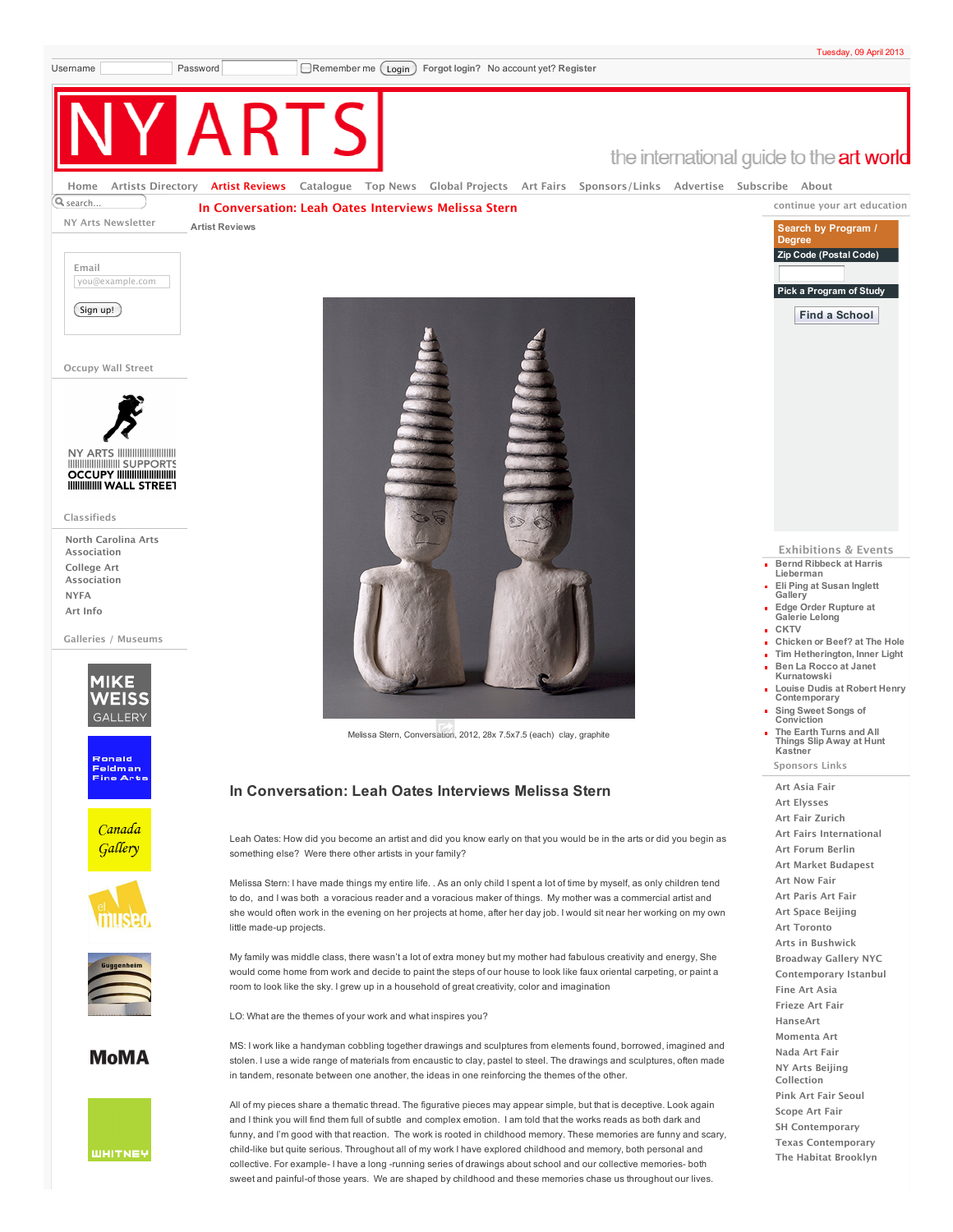# In Conversation: Leah Oates Interviews Melissa Stern

Artist Reviews

Melissa Stern, Conversation, 2012, 28x 7.5x7.5 (each) clay, graphite

## In Conversation: Leah Oates Interviews Melissa Stern

Leah Oates: How did you become an artist and did you know early on that you would be in the arts or did you begin as something else? Were there other artists in your family?

Melissa Stern: I have made things my entire life. . As an only child I spent a lot of time by myself, as only children tend to do, and I was both a voracious reader and a voracious maker of things. My mother was a commercial artist and she would often work in the evening on her projects at home, after her day job. I would sit near her working on my own little made-up projects.

My family was middle class, there wasn't a lot of extra money but my mother had fabulous creativity and energy, She would come home from work and decide to paint the steps of our house to look like faux oriental carpeting, or paint a room to look like the sky. I grew up in a household of great creativity, color and imagination

LO: What are the themes of your work and what inspires you?

MS: I work like a handyman cobbling together drawings and sculptures from elements found, borrowed, imagined and stolen. I use a wide range of materials from encaustic to clay, pastel to steel. The drawings and sculptures, often made in tandem, resonate between one another, the ideas in one reinforcing the themes of the other.

All of my pieces share a thematic thread. The figurative pieces may appear simple, but that is deceptive. Look again and I think you will find them full of subtle and complex emotion. I am told that the works reads as both dark and funny, and I'm good with that reaction. The work is rooted in childhood memory. These memories are funny and scary, child-like but quite serious. Throughout all of my work I have explored childhood and memory, both personal and collective. For example- I have a long -running series of drawings about school and our collective memories- both sweet and painful-of those years. We are shaped by childhood and these memories chase us throughout our lives.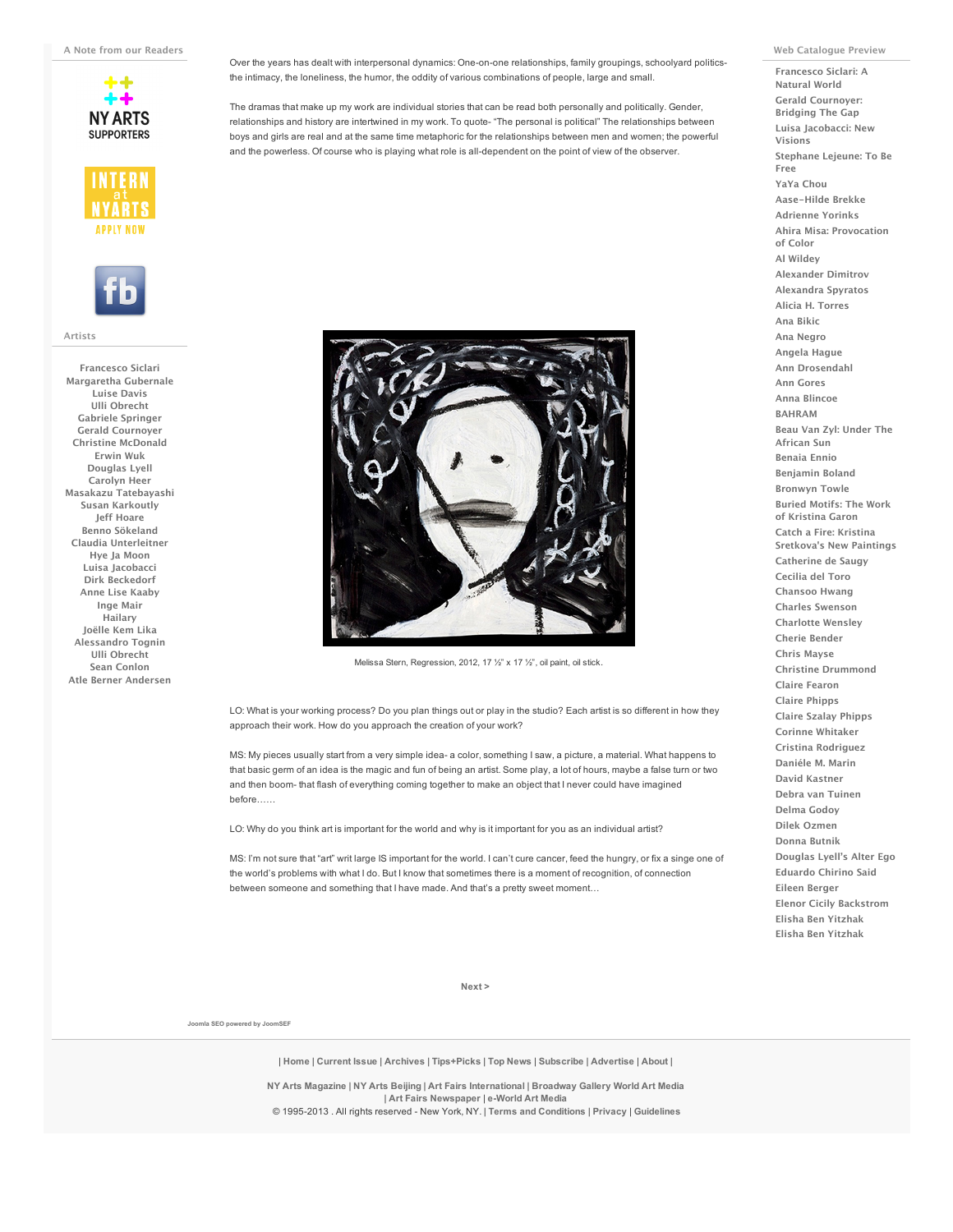Over the years has dealt with interpersonal dynamics: One-on-one relationships, family groupings, schoolyard politics- the intimacy, the loneliness, the humor, the oddity of various combinations of people, large and small.

The dramas that make up my work are individual stories that can be read both personally and politically. Gender, relationships and history are intertwined in my work. To quote- "The personal is political" The relationships between boys and girls are real and at the same time metaphoric for the relationships between men and women; the powerful and the powerless. Of course who is playing what role is all-dependent on the point of view of the observer.

Melissa Stern, Regression, 2012, 17 ½" x 17 ½", oil paint, oil stick.

LO: What is your working process? Do you plan things out or play in the studio? Each artist is so different in how they approach their work. How do you approach the creation of your work?

MS: My pieces usually start from a very simple idea- a color, something I saw, a picture, a material. What happens to that basic germ of an idea is the magic and fun of being an artist. Some play, a lot of hours, maybe a false turn or two and then boom- that flash of everything coming together to make an object that I never could have imagined before……

LO: Why do you think art is important for the world and why is it important for you as an individual artist?

MS: I'm not sure that "art" writ large IS important for the world. I can't cure cancer, feed the hungry, or fix a singe one of the world's problems with what I do. But I know that sometimes there is a moment of recognition, of connection between someone and something that I have made. And that's a pretty sweet moment…

Next >